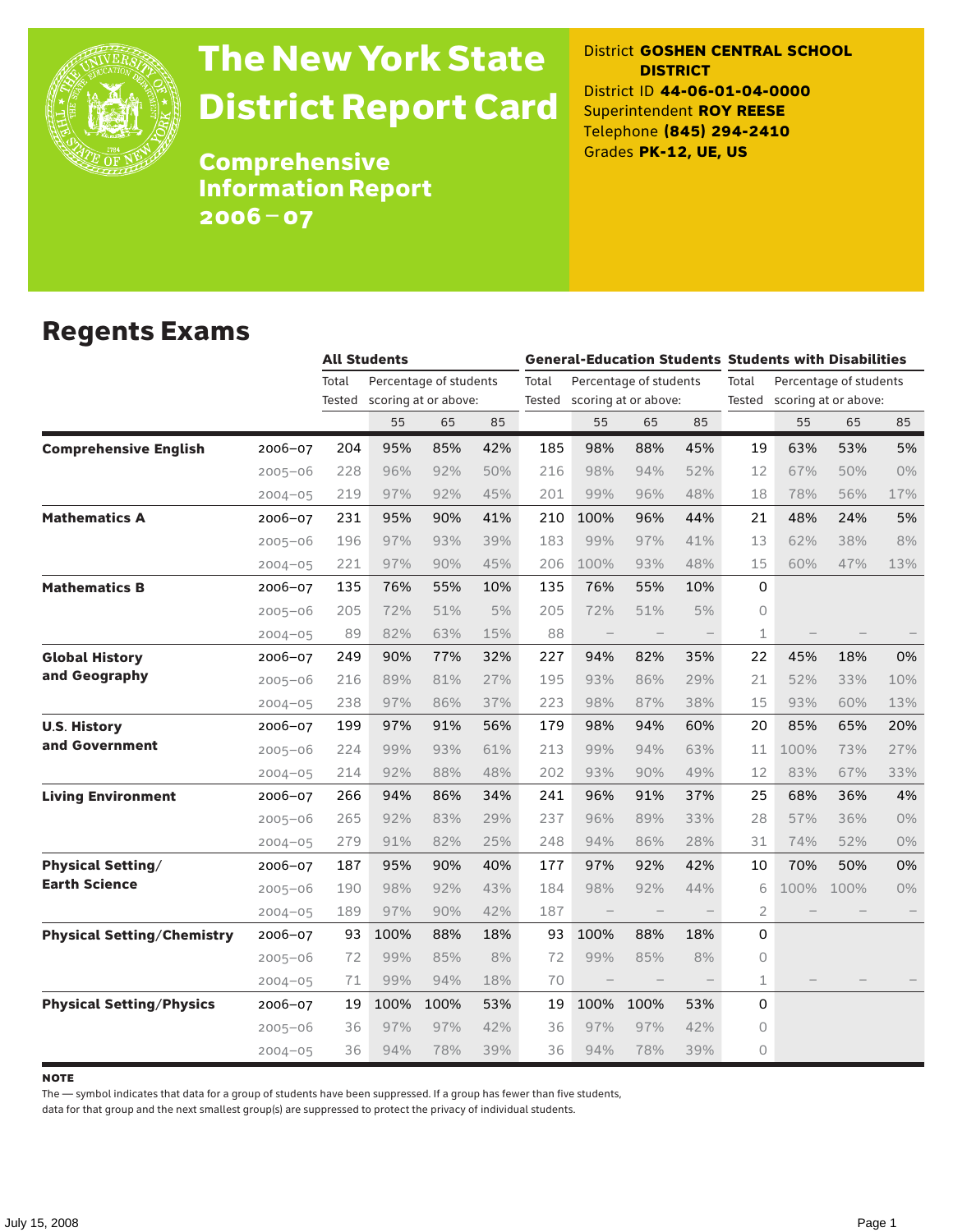# The New York State District Report Card

## Comprehensive Information Report 2006 – 07

District **GOSHEN CENTRAL SCHOOL DISTRICT**
District ID **44-06-01-04-0000**
Superintendent **ROY REESE**
Telephone **(845) 294-2410**
Grades **PK-12, UE, US**

## Regents Exams

| | | All Students | | | | General-Education Students | | | | Students with Disabilities | | | |
|---|---|---|---|---|---|---|---|---|---|---|---|---|---|
| | | Total Tested | Percentage of students scoring at or above: | | | Total Tested | Percentage of students scoring at or above: | | | Total Tested | Percentage of students scoring at or above: | | |
| | | | 55 | 65 | 85 | | 55 | 65 | 85 | | 55 | 65 | 85 |
| **Comprehensive English** | 2006–07 | 204 | 95% | 85% | 42% | 185 | 98% | 88% | 45% | 19 | 63% | 53% | 5% |
| | 2005–06 | 228 | 96% | 92% | 50% | 216 | 98% | 94% | 52% | 12 | 67% | 50% | 0% |
| | 2004–05 | 219 | 97% | 92% | 45% | 201 | 99% | 96% | 48% | 18 | 78% | 56% | 17% |
| **Mathematics A** | 2006–07 | 231 | 95% | 90% | 41% | 210 | 100% | 96% | 44% | 21 | 48% | 24% | 5% |
| | 2005–06 | 196 | 97% | 93% | 39% | 183 | 99% | 97% | 41% | 13 | 62% | 38% | 8% |
| | 2004–05 | 221 | 97% | 90% | 45% | 206 | 100% | 93% | 48% | 15 | 60% | 47% | 13% |
| **Mathematics B** | 2006–07 | 135 | 76% | 55% | 10% | 135 | 76% | 55% | 10% | 0 | | | |
| | 2005–06 | 205 | 72% | 51% | 5% | 205 | 72% | 51% | 5% | 0 | | | |
| | 2004–05 | 89 | 82% | 63% | 15% | 88 | – | – | – | 1 | – | – | – |
| **Global History and Geography** | 2006–07 | 249 | 90% | 77% | 32% | 227 | 94% | 82% | 35% | 22 | 45% | 18% | 0% |
| | 2005–06 | 216 | 89% | 81% | 27% | 195 | 93% | 86% | 29% | 21 | 52% | 33% | 10% |
| | 2004–05 | 238 | 97% | 86% | 37% | 223 | 98% | 87% | 38% | 15 | 93% | 60% | 13% |
| **U.S. History and Government** | 2006–07 | 199 | 97% | 91% | 56% | 179 | 98% | 94% | 60% | 20 | 85% | 65% | 20% |
| | 2005–06 | 224 | 99% | 93% | 61% | 213 | 99% | 94% | 63% | 11 | 100% | 73% | 27% |
| | 2004–05 | 214 | 92% | 88% | 48% | 202 | 93% | 90% | 49% | 12 | 83% | 67% | 33% |
| **Living Environment** | 2006–07 | 266 | 94% | 86% | 34% | 241 | 96% | 91% | 37% | 25 | 68% | 36% | 4% |
| | 2005–06 | 265 | 92% | 83% | 29% | 237 | 96% | 89% | 33% | 28 | 57% | 36% | 0% |
| | 2004–05 | 279 | 91% | 82% | 25% | 248 | 94% | 86% | 28% | 31 | 74% | 52% | 0% |
| **Physical Setting/ Earth Science** | 2006–07 | 187 | 95% | 90% | 40% | 177 | 97% | 92% | 42% | 10 | 70% | 50% | 0% |
| | 2005–06 | 190 | 98% | 92% | 43% | 184 | 98% | 92% | 44% | 6 | 100% | 100% | 0% |
| | 2004–05 | 189 | 97% | 90% | 42% | 187 | – | – | – | 2 | – | – | – |
| **Physical Setting/Chemistry** | 2006–07 | 93 | 100% | 88% | 18% | 93 | 100% | 88% | 18% | 0 | | | |
| | 2005–06 | 72 | 99% | 85% | 8% | 72 | 99% | 85% | 8% | 0 | | | |
| | 2004–05 | 71 | 99% | 94% | 18% | 70 | – | – | – | 1 | – | – | – |
| **Physical Setting/Physics** | 2006–07 | 19 | 100% | 100% | 53% | 19 | 100% | 100% | 53% | 0 | | | |
| | 2005–06 | 36 | 97% | 97% | 42% | 36 | 97% | 97% | 42% | 0 | | | |
| | 2004–05 | 36 | 94% | 78% | 39% | 36 | 94% | 78% | 39% | 0 | | | |

**NOTE**

The — symbol indicates that data for a group of students have been suppressed. If a group has fewer than five students, data for that group and the next smallest group(s) are suppressed to protect the privacy of individual students.

July 15, 2008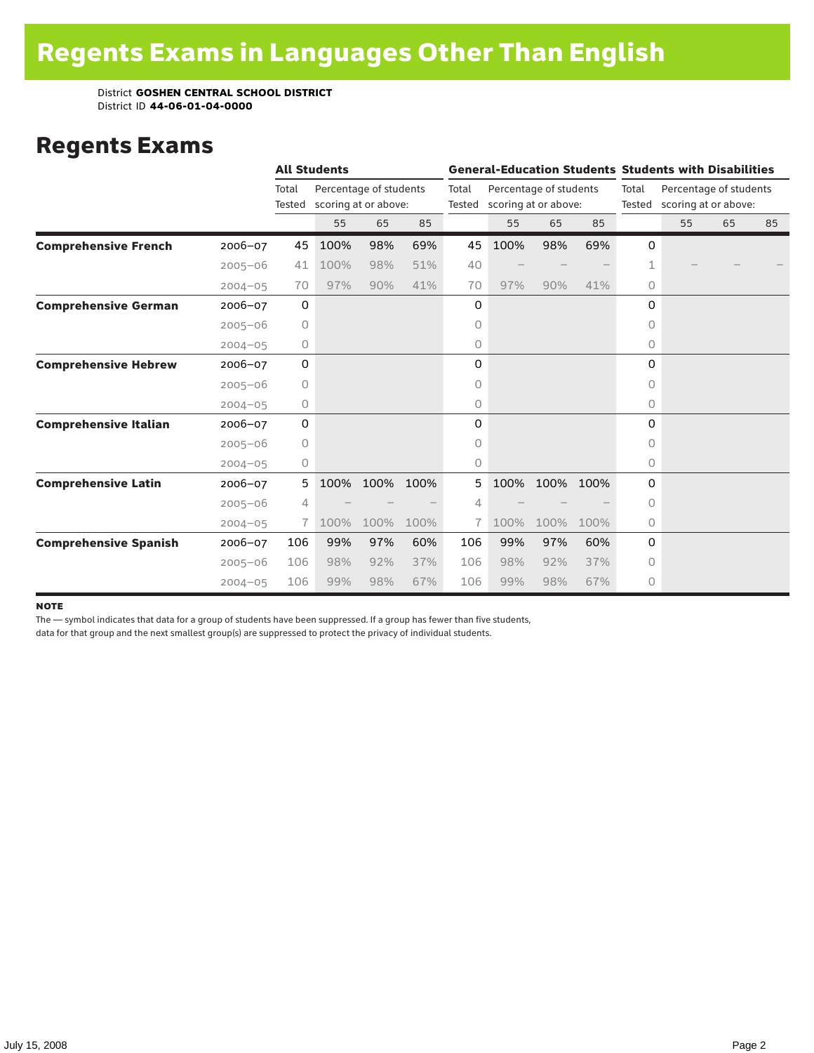# Regents Exams in Languages Other Than English

District **GOSHEN CENTRAL SCHOOL DISTRICT**
District ID **44-06-01-04-0000**

## Regents Exams

| | | All Students | | | | General-Education Students | | | | Students with Disabilities | | | |
|---|---|---|---|---|---|---|---|---|---|---|---|---|---|
| | | Total Tested | Percentage of students scoring at or above: | | | Total Tested | Percentage of students scoring at or above: | | | Total Tested | Percentage of students scoring at or above: | | |
| | | | 55 | 65 | 85 | | 55 | 65 | 85 | | 55 | 65 | 85 |
| **Comprehensive French** | 2006–07 | 45 | 100% | 98% | 69% | 45 | 100% | 98% | 69% | 0 | | | |
| | 2005–06 | 41 | 100% | 98% | 51% | 40 | – | – | – | 1 | – | – | – |
| | 2004–05 | 70 | 97% | 90% | 41% | 70 | 97% | 90% | 41% | 0 | | | |
| **Comprehensive German** | 2006–07 | 0 | | | | 0 | | | | 0 | | | |
| | 2005–06 | 0 | | | | 0 | | | | 0 | | | |
| | 2004–05 | 0 | | | | 0 | | | | 0 | | | |
| **Comprehensive Hebrew** | 2006–07 | 0 | | | | 0 | | | | 0 | | | |
| | 2005–06 | 0 | | | | 0 | | | | 0 | | | |
| | 2004–05 | 0 | | | | 0 | | | | 0 | | | |
| **Comprehensive Italian** | 2006–07 | 0 | | | | 0 | | | | 0 | | | |
| | 2005–06 | 0 | | | | 0 | | | | 0 | | | |
| | 2004–05 | 0 | | | | 0 | | | | 0 | | | |
| **Comprehensive Latin** | 2006–07 | 5 | 100% | 100% | 100% | 5 | 100% | 100% | 100% | 0 | | | |
| | 2005–06 | 4 | – | – | – | 4 | – | – | – | 0 | | | |
| | 2004–05 | 7 | 100% | 100% | 100% | 7 | 100% | 100% | 100% | 0 | | | |
| **Comprehensive Spanish** | 2006–07 | 106 | 99% | 97% | 60% | 106 | 99% | 97% | 60% | 0 | | | |
| | 2005–06 | 106 | 98% | 92% | 37% | 106 | 98% | 92% | 37% | 0 | | | |
| | 2004–05 | 106 | 99% | 98% | 67% | 106 | 99% | 98% | 67% | 0 | | | |

**NOTE**

The — symbol indicates that data for a group of students have been suppressed. If a group has fewer than five students, data for that group and the next smallest group(s) are suppressed to protect the privacy of individual students.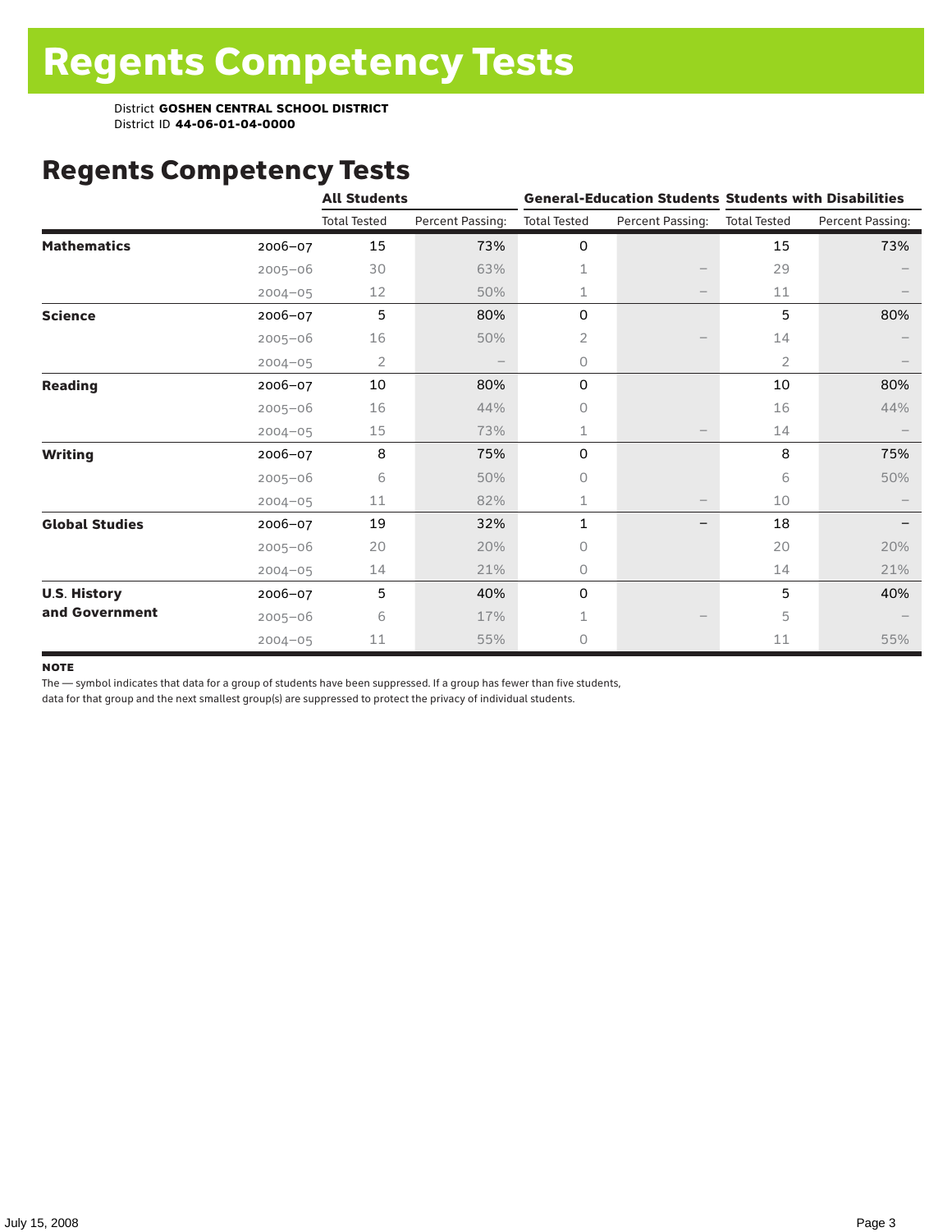# Regents Competency Tests

District **GOSHEN CENTRAL SCHOOL DISTRICT**
District ID **44-06-01-04-0000**

## Regents Competency Tests

| | | All Students | | General-Education Students | | Students with Disabilities | |
|---|---|---|---|---|---|---|---|
| | | Total Tested | Percent Passing: | Total Tested | Percent Passing: | Total Tested | Percent Passing: |
| **Mathematics** | 2006–07 | 15 | 73% | 0 | | 15 | 73% |
| | 2005–06 | 30 | 63% | 1 | – | 29 | – |
| | 2004–05 | 12 | 50% | 1 | – | 11 | – |
| **Science** | 2006–07 | 5 | 80% | 0 | | 5 | 80% |
| | 2005–06 | 16 | 50% | 2 | – | 14 | – |
| | 2004–05 | 2 | – | 0 | | 2 | – |
| **Reading** | 2006–07 | 10 | 80% | 0 | | 10 | 80% |
| | 2005–06 | 16 | 44% | 0 | | 16 | 44% |
| | 2004–05 | 15 | 73% | 1 | – | 14 | – |
| **Writing** | 2006–07 | 8 | 75% | 0 | | 8 | 75% |
| | 2005–06 | 6 | 50% | 0 | | 6 | 50% |
| | 2004–05 | 11 | 82% | 1 | – | 10 | – |
| **Global Studies** | 2006–07 | 19 | 32% | 1 | – | 18 | – |
| | 2005–06 | 20 | 20% | 0 | | 20 | 20% |
| | 2004–05 | 14 | 21% | 0 | | 14 | 21% |
| **U.S. History and Government** | 2006–07 | 5 | 40% | 0 | | 5 | 40% |
| | 2005–06 | 6 | 17% | 1 | – | 5 | – |
| | 2004–05 | 11 | 55% | 0 | | 11 | 55% |

**NOTE**

The — symbol indicates that data for a group of students have been suppressed. If a group has fewer than five students, data for that group and the next smallest group(s) are suppressed to protect the privacy of individual students.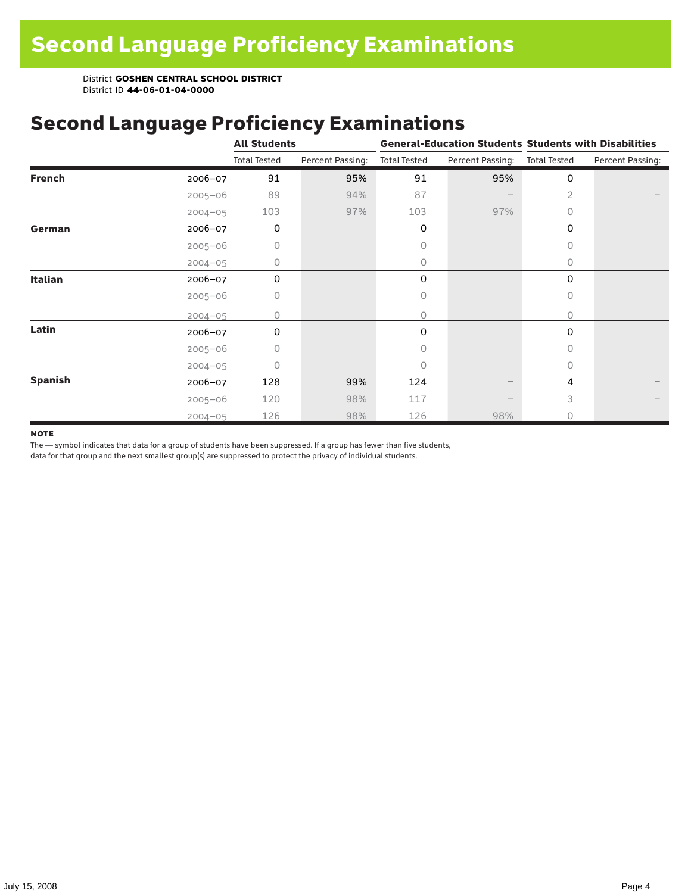# Second Language Proficiency Examinations

District **GOSHEN CENTRAL SCHOOL DISTRICT**
District ID **44-06-01-04-0000**

## Second Language Proficiency Examinations

| | | All Students | | General-Education Students | | Students with Disabilities | |
|---|---|---|---|---|---|---|---|
| | | Total Tested | Percent Passing: | Total Tested | Percent Passing: | Total Tested | Percent Passing: |
| **French** | 2006–07 | 91 | 95% | 91 | 95% | 0 | |
| | 2005–06 | 89 | 94% | 87 | – | 2 | – |
| | 2004–05 | 103 | 97% | 103 | 97% | 0 | |
| **German** | 2006–07 | 0 | | 0 | | 0 | |
| | 2005–06 | 0 | | 0 | | 0 | |
| | 2004–05 | 0 | | 0 | | 0 | |
| **Italian** | 2006–07 | 0 | | 0 | | 0 | |
| | 2005–06 | 0 | | 0 | | 0 | |
| | 2004–05 | 0 | | 0 | | 0 | |
| **Latin** | 2006–07 | 0 | | 0 | | 0 | |
| | 2005–06 | 0 | | 0 | | 0 | |
| | 2004–05 | 0 | | 0 | | 0 | |
| **Spanish** | 2006–07 | 128 | 99% | 124 | – | 4 | – |
| | 2005–06 | 120 | 98% | 117 | – | 3 | – |
| | 2004–05 | 126 | 98% | 126 | 98% | 0 | |

**NOTE**

The — symbol indicates that data for a group of students have been suppressed. If a group has fewer than five students, data for that group and the next smallest group(s) are suppressed to protect the privacy of individual students.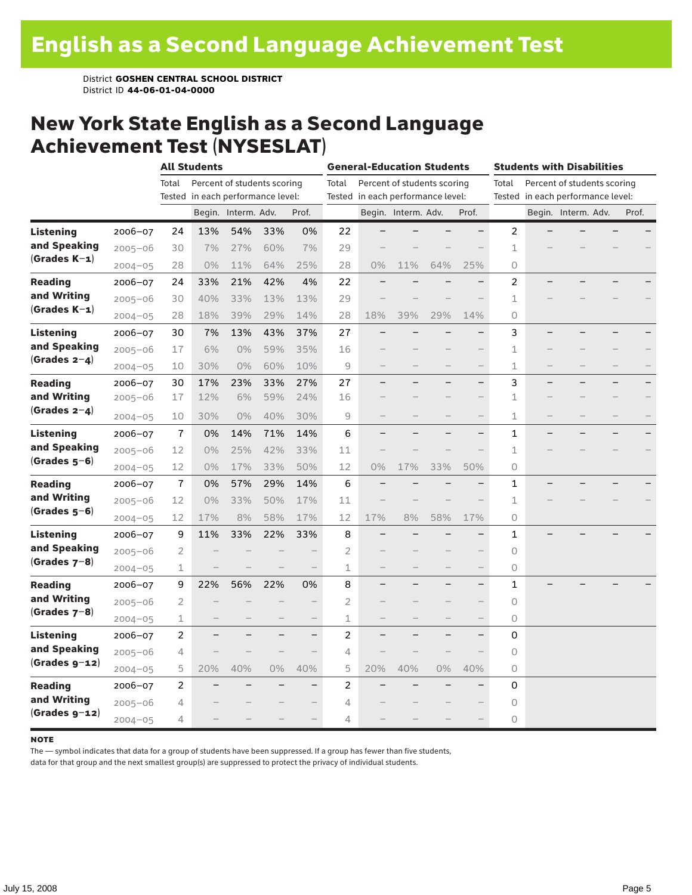# English as a Second Language Achievement Test

District **GOSHEN CENTRAL SCHOOL DISTRICT**
District ID **44-06-01-04-0000**

## New York State English as a Second Language Achievement Test (NYSESLAT)

| | | All Students | | | | | General-Education Students | | | | | Students with Disabilities | | | | |
|---|---|---|---|---|---|---|---|---|---|---|---|---|---|---|---|---|
| | | Total Tested | Percent of students scoring in each performance level: | | | | Total Tested | Percent of students scoring in each performance level: | | | | Total Tested | Percent of students scoring in each performance level: | | | |
| | | | Begin. | Interm. | Adv. | Prof. | | Begin. | Interm. | Adv. | Prof. | | Begin. | Interm. | Adv. | Prof. |
| **Listening and Speaking (Grades K–1)** | 2006–07 | 24 | 13% | 54% | 33% | 0% | 22 | – | – | – | – | 2 | – | – | – | – |
| | 2005–06 | 30 | 7% | 27% | 60% | 7% | 29 | – | – | – | – | 1 | – | – | – | – |
| | 2004–05 | 28 | 0% | 11% | 64% | 25% | 28 | 0% | 11% | 64% | 25% | 0 | | | | |
| **Reading and Writing (Grades K–1)** | 2006–07 | 24 | 33% | 21% | 42% | 4% | 22 | – | – | – | – | 2 | – | – | – | – |
| | 2005–06 | 30 | 40% | 33% | 13% | 13% | 29 | – | – | – | – | 1 | – | – | – | – |
| | 2004–05 | 28 | 18% | 39% | 29% | 14% | 28 | 18% | 39% | 29% | 14% | 0 | | | | |
| **Listening and Speaking (Grades 2–4)** | 2006–07 | 30 | 7% | 13% | 43% | 37% | 27 | – | – | – | – | 3 | – | – | – | – |
| | 2005–06 | 17 | 6% | 0% | 59% | 35% | 16 | – | – | – | – | 1 | – | – | – | – |
| | 2004–05 | 10 | 30% | 0% | 60% | 10% | 9 | – | – | – | – | 1 | – | – | – | – |
| **Reading and Writing (Grades 2–4)** | 2006–07 | 30 | 17% | 23% | 33% | 27% | 27 | – | – | – | – | 3 | – | – | – | – |
| | 2005–06 | 17 | 12% | 6% | 59% | 24% | 16 | – | – | – | – | 1 | – | – | – | – |
| | 2004–05 | 10 | 30% | 0% | 40% | 30% | 9 | – | – | – | – | 1 | – | – | – | – |
| **Listening and Speaking (Grades 5–6)** | 2006–07 | 7 | 0% | 14% | 71% | 14% | 6 | – | – | – | – | 1 | – | – | – | – |
| | 2005–06 | 12 | 0% | 25% | 42% | 33% | 11 | – | – | – | – | 1 | – | – | – | – |
| | 2004–05 | 12 | 0% | 17% | 33% | 50% | 12 | 0% | 17% | 33% | 50% | 0 | | | | |
| **Reading and Writing (Grades 5–6)** | 2006–07 | 7 | 0% | 57% | 29% | 14% | 6 | – | – | – | – | 1 | – | – | – | – |
| | 2005–06 | 12 | 0% | 33% | 50% | 17% | 11 | – | – | – | – | 1 | – | – | – | – |
| | 2004–05 | 12 | 17% | 8% | 58% | 17% | 12 | 17% | 8% | 58% | 17% | 0 | | | | |
| **Listening and Speaking (Grades 7–8)** | 2006–07 | 9 | 11% | 33% | 22% | 33% | 8 | – | – | – | – | 1 | – | – | – | – |
| | 2005–06 | 2 | – | – | – | – | 2 | – | – | – | – | 0 | | | | |
| | 2004–05 | 1 | – | – | – | – | 1 | – | – | – | – | 0 | | | | |
| **Reading and Writing (Grades 7–8)** | 2006–07 | 9 | 22% | 56% | 22% | 0% | 8 | – | – | – | – | 1 | – | – | – | – |
| | 2005–06 | 2 | – | – | – | – | 2 | – | – | – | – | 0 | | | | |
| | 2004–05 | 1 | – | – | – | – | 1 | – | – | – | – | 0 | | | | |
| **Listening and Speaking (Grades 9–12)** | 2006–07 | 2 | – | – | – | – | 2 | – | – | – | – | 0 | | | | |
| | 2005–06 | 4 | – | – | – | – | 4 | – | – | – | – | 0 | | | | |
| | 2004–05 | 5 | 20% | 40% | 0% | 40% | 5 | 20% | 40% | 0% | 40% | 0 | | | | |
| **Reading and Writing (Grades 9–12)** | 2006–07 | 2 | – | – | – | – | 2 | – | – | – | – | 0 | | | | |
| | 2005–06 | 4 | – | – | – | – | 4 | – | – | – | – | 0 | | | | |
| | 2004–05 | 4 | – | – | – | – | 4 | – | – | – | – | 0 | | | | |

**NOTE**

The — symbol indicates that data for a group of students have been suppressed. If a group has fewer than five students, data for that group and the next smallest group(s) are suppressed to protect the privacy of individual students.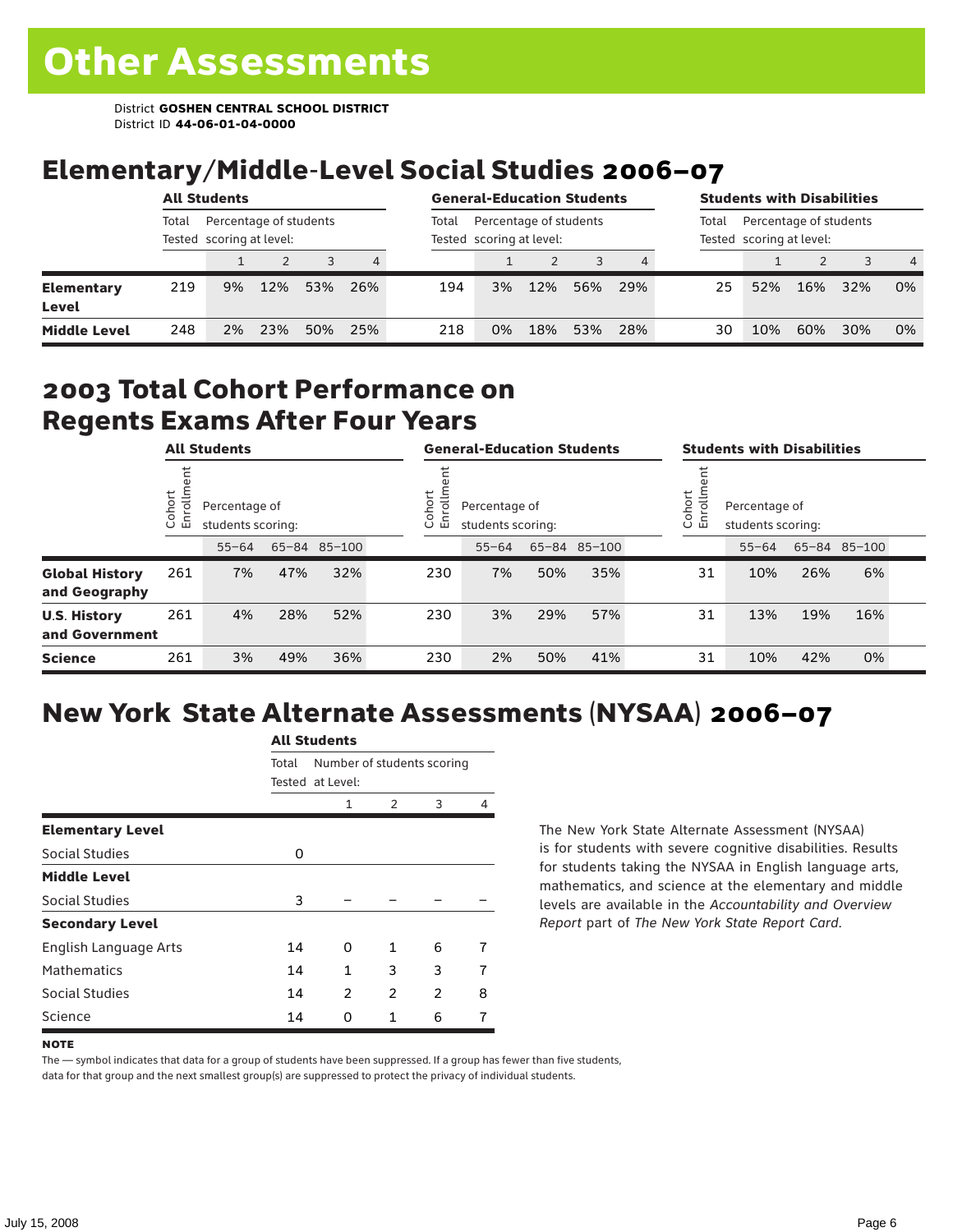# Other Assessments

District **GOSHEN CENTRAL SCHOOL DISTRICT**
District ID **44-06-01-04-0000**

## Elementary/Middle-Level Social Studies 2006–07

| | All Students | | | | | General-Education Students | | | | | Students with Disabilities | | | | |
|---|---|---|---|---|---|---|---|---|---|---|---|---|---|---|---|
| | Total Tested | Percentage of students scoring at level: | | | | Total Tested | Percentage of students scoring at level: | | | | Total Tested | Percentage of students scoring at level: | | | |
| | | 1 | 2 | 3 | 4 | | 1 | 2 | 3 | 4 | | 1 | 2 | 3 | 4 |
| **Elementary Level** | 219 | 9% | 12% | 53% | 26% | 194 | 3% | 12% | 56% | 29% | 25 | 52% | 16% | 32% | 0% |
| **Middle Level** | 248 | 2% | 23% | 50% | 25% | 218 | 0% | 18% | 53% | 28% | 30 | 10% | 60% | 30% | 0% |

## 2003 Total Cohort Performance on Regents Exams After Four Years

| | All Students | | | | General-Education Students | | | | Students with Disabilities | | | |
|---|---|---|---|---|---|---|---|---|---|---|---|---|
| | Cohort Enrollment | Percentage of students scoring: | | | Cohort Enrollment | Percentage of students scoring: | | | Cohort Enrollment | Percentage of students scoring: | | |
| | | 55–64 | 65–84 | 85–100 | | 55–64 | 65–84 | 85–100 | | 55–64 | 65–84 | 85–100 |
| **Global History and Geography** | 261 | 7% | 47% | 32% | 230 | 7% | 50% | 35% | 31 | 10% | 26% | 6% |
| **U.S. History and Government** | 261 | 4% | 28% | 52% | 230 | 3% | 29% | 57% | 31 | 13% | 19% | 16% |
| **Science** | 261 | 3% | 49% | 36% | 230 | 2% | 50% | 41% | 31 | 10% | 42% | 0% |

## New York State Alternate Assessments (NYSAA) 2006–07

| | All Students | | | | |
|---|---|---|---|---|---|
| | Total Tested | Number of students scoring at Level: | | | |
| | | 1 | 2 | 3 | 4 |
| **Elementary Level** | | | | | |
| Social Studies | 0 | | | | |
| **Middle Level** | | | | | |
| Social Studies | 3 | – | – | – | – |
| **Secondary Level** | | | | | |
| English Language Arts | 14 | 0 | 1 | 6 | 7 |
| Mathematics | 14 | 1 | 3 | 3 | 7 |
| Social Studies | 14 | 2 | 2 | 2 | 8 |
| Science | 14 | 0 | 1 | 6 | 7 |

The New York State Alternate Assessment (NYSAA) is for students with severe cognitive disabilities. Results for students taking the NYSAA in English language arts, mathematics, and science at the elementary and middle levels are available in the *Accountability and Overview Report* part of *The New York State Report Card*.

**NOTE**

The — symbol indicates that data for a group of students have been suppressed. If a group has fewer than five students, data for that group and the next smallest group(s) are suppressed to protect the privacy of individual students.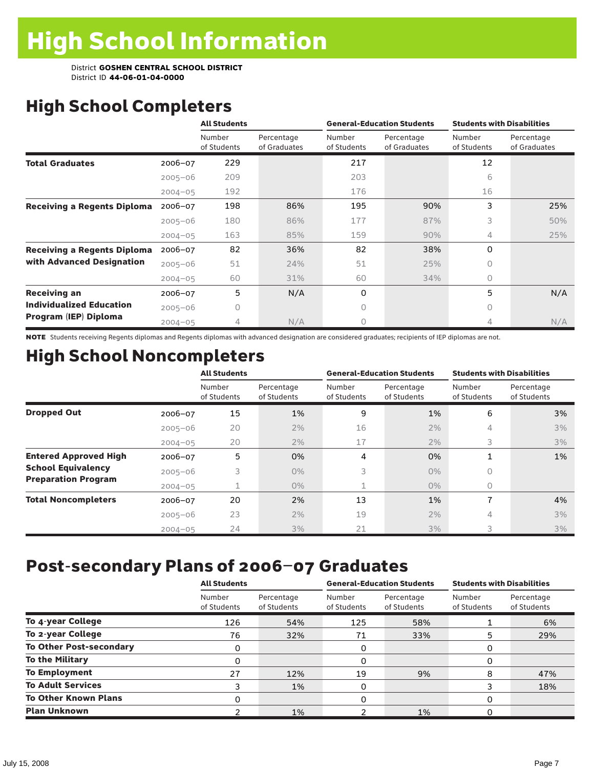# High School Information

District **GOSHEN CENTRAL SCHOOL DISTRICT**
District ID **44-06-01-04-0000**

## High School Completers

| | | All Students | | General-Education Students | | Students with Disabilities | |
|---|---|---|---|---|---|---|---|
| | | Number of Students | Percentage of Graduates | Number of Students | Percentage of Graduates | Number of Students | Percentage of Graduates |
| **Total Graduates** | 2006–07 | 229 | | 217 | | 12 | |
| | 2005–06 | 209 | | 203 | | 6 | |
| | 2004–05 | 192 | | 176 | | 16 | |
| **Receiving a Regents Diploma** | 2006–07 | 198 | 86% | 195 | 90% | 3 | 25% |
| | 2005–06 | 180 | 86% | 177 | 87% | 3 | 50% |
| | 2004–05 | 163 | 85% | 159 | 90% | 4 | 25% |
| **Receiving a Regents Diploma with Advanced Designation** | 2006–07 | 82 | 36% | 82 | 38% | 0 | |
| | 2005–06 | 51 | 24% | 51 | 25% | 0 | |
| | 2004–05 | 60 | 31% | 60 | 34% | 0 | |
| **Receiving an Individualized Education Program (IEP) Diploma** | 2006–07 | 5 | N/A | 0 | | 5 | N/A |
| | 2005–06 | 0 | | 0 | | 0 | |
| | 2004–05 | 4 | N/A | 0 | | 4 | N/A |

**NOTE** Students receiving Regents diplomas and Regents diplomas with advanced designation are considered graduates; recipients of IEP diplomas are not.

## High School Noncompleters

| | | All Students | | General-Education Students | | Students with Disabilities | |
|---|---|---|---|---|---|---|---|
| | | Number of Students | Percentage of Students | Number of Students | Percentage of Students | Number of Students | Percentage of Students |
| **Dropped Out** | 2006–07 | 15 | 1% | 9 | 1% | 6 | 3% |
| | 2005–06 | 20 | 2% | 16 | 2% | 4 | 3% |
| | 2004–05 | 20 | 2% | 17 | 2% | 3 | 3% |
| **Entered Approved High School Equivalency Preparation Program** | 2006–07 | 5 | 0% | 4 | 0% | 1 | 1% |
| | 2005–06 | 3 | 0% | 3 | 0% | 0 | |
| | 2004–05 | 1 | 0% | 1 | 0% | 0 | |
| **Total Noncompleters** | 2006–07 | 20 | 2% | 13 | 1% | 7 | 4% |
| | 2005–06 | 23 | 2% | 19 | 2% | 4 | 3% |
| | 2004–05 | 24 | 3% | 21 | 3% | 3 | 3% |

## Post-secondary Plans of 2006–07 Graduates

| | All Students | | General-Education Students | | Students with Disabilities | |
|---|---|---|---|---|---|---|
| | Number of Students | Percentage of Students | Number of Students | Percentage of Students | Number of Students | Percentage of Students |
| **To 4-year College** | 126 | 54% | 125 | 58% | 1 | 6% |
| **To 2-year College** | 76 | 32% | 71 | 33% | 5 | 29% |
| **To Other Post-secondary** | 0 | | 0 | | 0 | |
| **To the Military** | 0 | | 0 | | 0 | |
| **To Employment** | 27 | 12% | 19 | 9% | 8 | 47% |
| **To Adult Services** | 3 | 1% | 0 | | 3 | 18% |
| **To Other Known Plans** | 0 | | 0 | | 0 | |
| **Plan Unknown** | 2 | 1% | 2 | 1% | 0 | |

July 15, 2008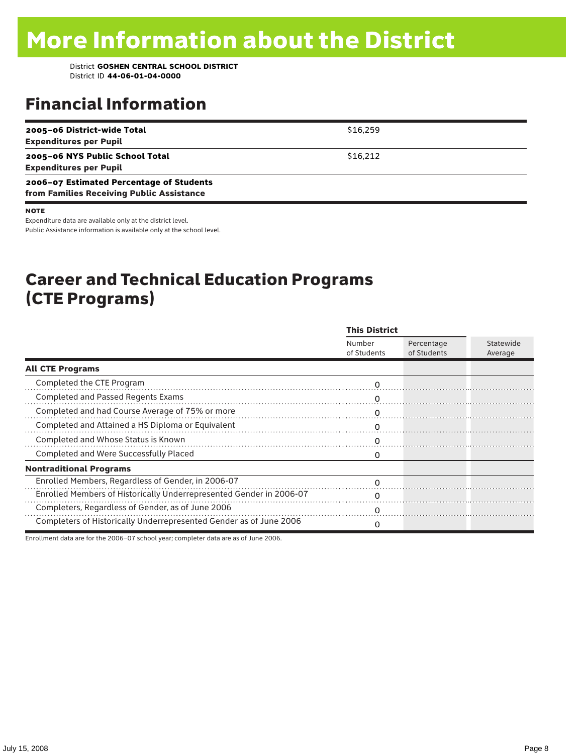# More Information about the District

District **GOSHEN CENTRAL SCHOOL DISTRICT**
District ID **44-06-01-04-0000**

## Financial Information

| | |
|---|---|
| **2005–06 District-wide Total Expenditures per Pupil** | $16,259 |
| **2005–06 NYS Public School Total Expenditures per Pupil** | $16,212 |
| **2006–07 Estimated Percentage of Students from Families Receiving Public Assistance** | |

**NOTE**
Expenditure data are available only at the district level.
Public Assistance information is available only at the school level.

## Career and Technical Education Programs (CTE Programs)

| | This District | | |
|---|---|---|---|
| | Number of Students | Percentage of Students | Statewide Average |
| **All CTE Programs** | | | |
| Completed the CTE Program | 0 | | |
| Completed and Passed Regents Exams | 0 | | |
| Completed and had Course Average of 75% or more | 0 | | |
| Completed and Attained a HS Diploma or Equivalent | 0 | | |
| Completed and Whose Status is Known | 0 | | |
| Completed and Were Successfully Placed | 0 | | |
| **Nontraditional Programs** | | | |
| Enrolled Members, Regardless of Gender, in 2006-07 | 0 | | |
| Enrolled Members of Historically Underrepresented Gender in 2006-07 | 0 | | |
| Completers, Regardless of Gender, as of June 2006 | 0 | | |
| Completers of Historically Underrepresented Gender as of June 2006 | 0 | | |

Enrollment data are for the 2006–07 school year; completer data are as of June 2006.